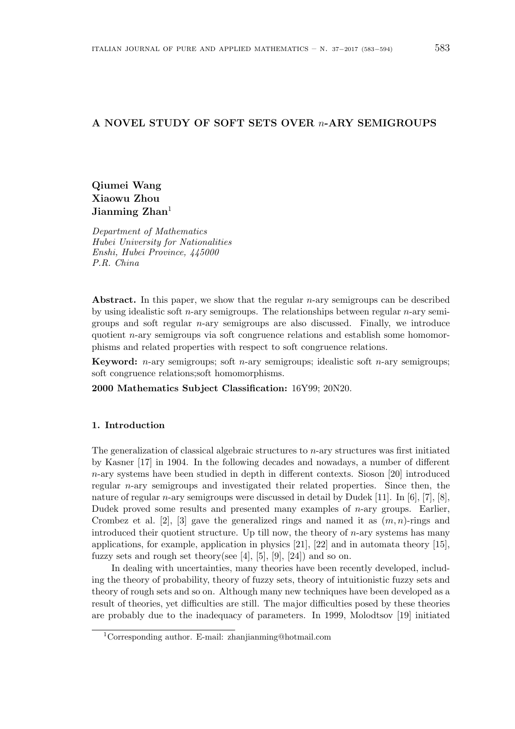# A NOVEL STUDY OF SOFT SETS OVER $n$-ARY SEMIGROUPS

**Qiumei Wang**
**Xiaowu Zhou**
**Jianming Zhan**[1]

*Department of Mathematics*
*Hubei University for Nationalities*
*Enshi, Hubei Province, 445000*
*P.R. China*

**Abstract.** In this paper, we show that the regular $n$-ary semigroups can be described by using idealistic soft $n$-ary semigroups. The relationships between regular $n$-ary semigroups and soft regular $n$-ary semigroups are also discussed. Finally, we introduce quotient $n$-ary semigroups via soft congruence relations and establish some homomorphisms and related properties with respect to soft congruence relations.

**Keyword:** $n$-ary semigroups; soft $n$-ary semigroups; idealistic soft $n$-ary semigroups; soft congruence relations;soft homomorphisms.

**2000 Mathematics Subject Classification:** 16Y99; 20N20.

## 1. Introduction

The generalization of classical algebraic structures to $n$-ary structures was first initiated by Kasner [17] in 1904. In the following decades and nowadays, a number of different $n$-ary systems have been studied in depth in different contexts. Sioson [20] introduced regular $n$-ary semigroups and investigated their related properties. Since then, the nature of regular $n$-ary semigroups were discussed in detail by Dudek [11]. In [6], [7], [8], Dudek proved some results and presented many examples of $n$-ary groups. Earlier, Crombez et al. [2], [3] gave the generalized rings and named it as $(m, n)$-rings and introduced their quotient structure. Up till now, the theory of $n$-ary systems has many applications, for example, application in physics [21], [22] and in automata theory [15], fuzzy sets and rough set theory(see [4], [5], [9], [24]) and so on.

In dealing with uncertainties, many theories have been recently developed, including the theory of probability, theory of fuzzy sets, theory of intuitionistic fuzzy sets and theory of rough sets and so on. Although many new techniques have been developed as a result of theories, yet difficulties are still. The major difficulties posed by these theories are probably due to the inadequacy of parameters. In 1999, Molodtsov [19] initiated

[1] Corresponding author. E-mail: zhanjianming@hotmail.com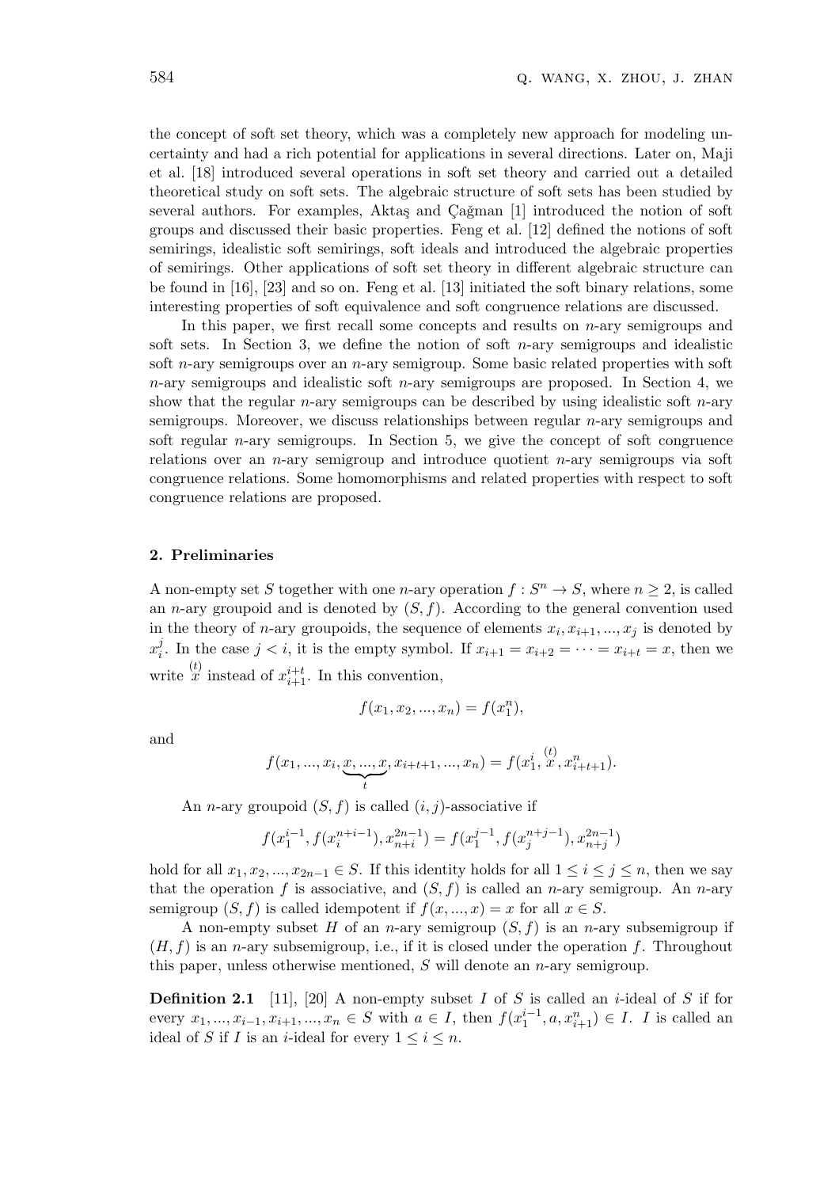the concept of soft set theory, which was a completely new approach for modeling uncertainty and had a rich potential for applications in several directions. Later on, Maji et al. [18] introduced several operations in soft set theory and carried out a detailed theoretical study on soft sets. The algebraic structure of soft sets has been studied by several authors. For examples, Aktaş and Çağman [1] introduced the notion of soft groups and discussed their basic properties. Feng et al. [12] defined the notions of soft semirings, idealistic soft semirings, soft ideals and introduced the algebraic properties of semirings. Other applications of soft set theory in different algebraic structure can be found in [16], [23] and so on. Feng et al. [13] initiated the soft binary relations, some interesting properties of soft equivalence and soft congruence relations are discussed.

In this paper, we first recall some concepts and results on $n$-ary semigroups and soft sets. In Section 3, we define the notion of soft $n$-ary semigroups and idealistic soft $n$-ary semigroups over an $n$-ary semigroup. Some basic related properties with soft $n$-ary semigroups and idealistic soft $n$-ary semigroups are proposed. In Section 4, we show that the regular $n$-ary semigroups can be described by using idealistic soft $n$-ary semigroups. Moreover, we discuss relationships between regular $n$-ary semigroups and soft regular $n$-ary semigroups. In Section 5, we give the concept of soft congruence relations over an $n$-ary semigroup and introduce quotient $n$-ary semigroups via soft congruence relations. Some homomorphisms and related properties with respect to soft congruence relations are proposed.

## 2. Preliminaries

A non-empty set $S$ together with one $n$-ary operation $f : S^n \to S$, where $n \geq 2$, is called an $n$-ary groupoid and is denoted by $(S, f)$. According to the general convention used in the theory of $n$-ary groupoids, the sequence of elements $x_i, x_{i+1}, ..., x_j$ is denoted by $x_i^j$. In the case $j < i$, it is the empty symbol. If $x_{i+1} = x_{i+2} = \cdots = x_{i+t} = x$, then we write $\overset{(t)}{x}$ instead of $x_{i+1}^{i+t}$. In this convention,

$$f(x_1, x_2, ..., x_n) = f(x_1^n),$$

and

$$f(x_1, ..., x_i, \underbrace{x, ..., x}_{t}, x_{i+t+1}, ..., x_n) = f(x_1^i, \overset{(t)}{x}, x_{i+t+1}^n).$$

An $n$-ary groupoid $(S, f)$ is called $(i, j)$-associative if

$$f(x_1^{i-1}, f(x_i^{n+i-1}), x_{n+i}^{2n-1}) = f(x_1^{j-1}, f(x_j^{n+j-1}), x_{n+j}^{2n-1})$$

hold for all $x_1, x_2, ..., x_{2n-1} \in S$. If this identity holds for all $1 \leq i \leq j \leq n$, then we say that the operation $f$ is associative, and $(S, f)$ is called an $n$-ary semigroup. An $n$-ary semigroup $(S, f)$ is called idempotent if $f(x, ..., x) = x$ for all $x \in S$.

A non-empty subset $H$ of an $n$-ary semigroup $(S, f)$ is an $n$-ary subsemigroup if $(H, f)$ is an $n$-ary subsemigroup, i.e., if it is closed under the operation $f$. Throughout this paper, unless otherwise mentioned, $S$ will denote an $n$-ary semigroup.

**Definition 2.1** [11], [20] A non-empty subset $I$ of $S$ is called an $i$-ideal of $S$ if for every $x_1, ..., x_{i-1}, x_{i+1}, ..., x_n \in S$ with $a \in I$, then $f(x_1^{i-1}, a, x_{i+1}^n) \in I$. $I$ is called an ideal of $S$ if $I$ is an $i$-ideal for every $1 \leq i \leq n$.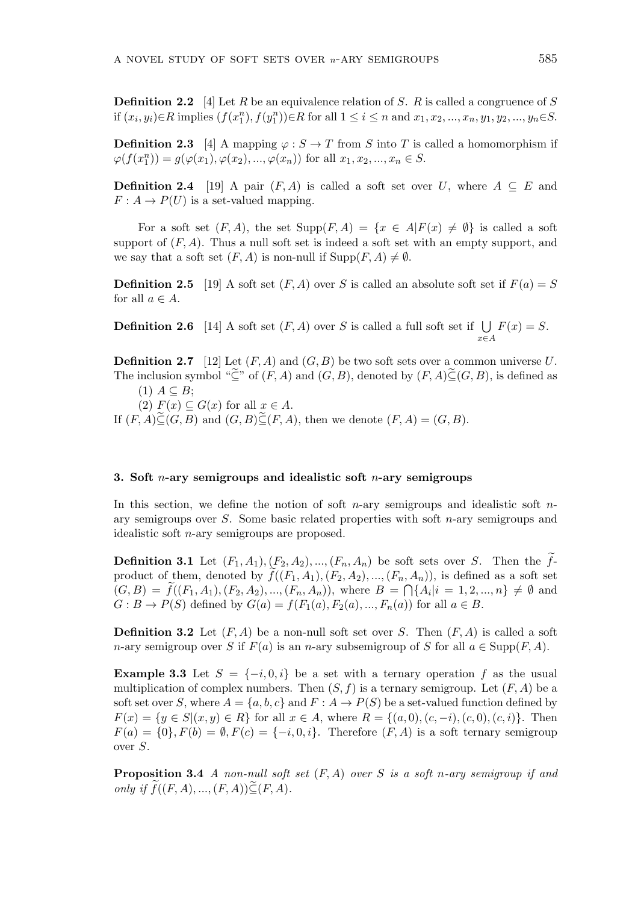**Definition 2.2** [4] Let $R$ be an equivalence relation of $S$. $R$ is called a congruence of $S$ if $(x_i, y_i) \in R$ implies $(f(x_1^n), f(y_1^n)) \in R$ for all $1 \leq i \leq n$ and $x_1, x_2, ..., x_n, y_1, y_2, ..., y_n \in S$.

**Definition 2.3** [4] A mapping $\varphi : S \to T$ from $S$ into $T$ is called a homomorphism if $\varphi(f(x_1^n)) = g(\varphi(x_1), \varphi(x_2), ..., \varphi(x_n))$ for all $x_1, x_2, ..., x_n \in S$.

**Definition 2.4** [19] A pair $(F, A)$ is called a soft set over $U$, where $A \subseteq E$ and $F : A \to P(U)$ is a set-valued mapping.

For a soft set $(F, A)$, the set $\mathrm{Supp}(F, A) = \{x \in A | F(x) \neq \emptyset\}$ is called a soft support of $(F, A)$. Thus a null soft set is indeed a soft set with an empty support, and we say that a soft set $(F, A)$ is non-null if $\mathrm{Supp}(F, A) \neq \emptyset$.

**Definition 2.5** [19] A soft set $(F, A)$ over $S$ is called an absolute soft set if $F(a) = S$ for all $a \in A$.

**Definition 2.6** [14] A soft set $(F, A)$ over $S$ is called a full soft set if $\bigcup_{x \in A} F(x) = S$.

**Definition 2.7** [12] Let $(F, A)$ and $(G, B)$ be two soft sets over a common universe $U$. The inclusion symbol "$\widetilde{\subseteq}$" of $(F, A)$ and $(G, B)$, denoted by $(F, A) \widetilde{\subseteq} (G, B)$, is defined as

(1) $A \subseteq B$;

(2) $F(x) \subseteq G(x)$ for all $x \in A$.

If $(F, A) \widetilde{\subseteq} (G, B)$ and $(G, B) \widetilde{\subseteq} (F, A)$, then we denote $(F, A) = (G, B)$.

## 3. Soft $n$-ary semigroups and idealistic soft $n$-ary semigroups

In this section, we define the notion of soft $n$-ary semigroups and idealistic soft $n$-ary semigroups over $S$. Some basic related properties with soft $n$-ary semigroups and idealistic soft $n$-ary semigroups are proposed.

**Definition 3.1** Let $(F_1, A_1), (F_2, A_2), ..., (F_n, A_n)$ be soft sets over $S$. Then the $\widetilde{f}$-product of them, denoted by $\widetilde{f}((F_1, A_1), (F_2, A_2), ..., (F_n, A_n))$, is defined as a soft set $(G, B) = \widetilde{f}((F_1, A_1), (F_2, A_2), ..., (F_n, A_n))$, where $B = \bigcap\{A_i | i = 1, 2, ..., n\} \neq \emptyset$ and $G : B \to P(S)$ defined by $G(a) = f(F_1(a), F_2(a), ..., F_n(a))$ for all $a \in B$.

**Definition 3.2** Let $(F, A)$ be a non-null soft set over $S$. Then $(F, A)$ is called a soft $n$-ary semigroup over $S$ if $F(a)$ is an $n$-ary subsemigroup of $S$ for all $a \in \mathrm{Supp}(F, A)$.

**Example 3.3** Let $S = \{-i, 0, i\}$ be a set with a ternary operation $f$ as the usual multiplication of complex numbers. Then $(S, f)$ is a ternary semigroup. Let $(F, A)$ be a soft set over $S$, where $A = \{a, b, c\}$ and $F : A \to P(S)$ be a set-valued function defined by $F(x) = \{y \in S | (x, y) \in R\}$ for all $x \in A$, where $R = \{(a, 0), (c, -i), (c, 0), (c, i)\}$. Then $F(a) = \{0\}, F(b) = \emptyset, F(c) = \{-i, 0, i\}$. Therefore $(F, A)$ is a soft ternary semigroup over $S$.

**Proposition 3.4** *A non-null soft set $(F, A)$ over $S$ is a soft $n$-ary semigroup if and only if $\widetilde{f}((F, A), ..., (F, A)) \widetilde{\subseteq} (F, A)$.*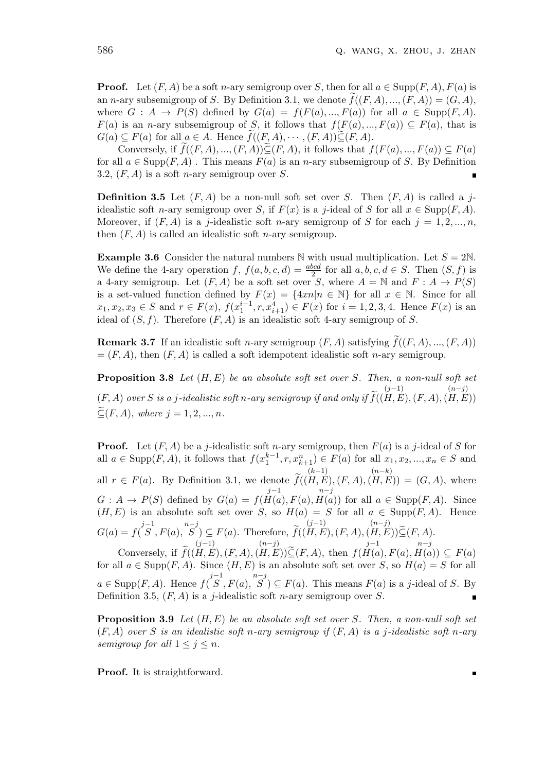**Proof.** Let $(F, A)$ be a soft $n$-ary semigroup over $S$, then for all $a \in \text{Supp}(F, A), F(a)$ is an $n$-ary subsemigroup of $S$. By Definition 3.1, we denote $\widetilde{f}((F, A), ..., (F, A)) = (G, A)$, where $G : A \to P(S)$ defined by $G(a) = f(F(a), ..., F(a))$ for all $a \in \text{Supp}(F, A)$. $F(a)$ is an $n$-ary subsemigroup of $S$, it follows that $f(F(a), ..., F(a)) \subseteq F(a)$, that is $G(a) \subseteq F(a)$ for all $a \in A$. Hence $\widetilde{f}((F, A), \cdots, (F, A)) \widetilde{\subseteq} (F, A)$.

Conversely, if $\widetilde{f}((F, A), ..., (F, A)) \widetilde{\subseteq} (F, A)$, it follows that $f(F(a), ..., F(a)) \subseteq F(a)$ for all $a \in \text{Supp}(F, A)$ . This means $F(a)$ is an $n$-ary subsemigroup of $S$. By Definition 3.2, $(F, A)$ is a soft $n$-ary semigroup over $S$. ∎

**Definition 3.5** Let $(F, A)$ be a non-null soft set over $S$. Then $(F, A)$ is called a $j$-idealistic soft $n$-ary semigroup over $S$, if $F(x)$ is a $j$-ideal of $S$ for all $x \in \text{Supp}(F, A)$. Moreover, if $(F, A)$ is a $j$-idealistic soft $n$-ary semigroup of $S$ for each $j = 1, 2, ..., n$, then $(F, A)$ is called an idealistic soft $n$-ary semigroup.

**Example 3.6** Consider the natural numbers $\mathbb{N}$ with usual multiplication. Let $S = 2\mathbb{N}$. We define the 4-ary operation $f$, $f(a, b, c, d) = \frac{abcd}{2}$ for all $a, b, c, d \in S$. Then $(S, f)$ is a 4-ary semigroup. Let $(F, A)$ be a soft set over $S$, where $A = \mathbb{N}$ and $F : A \to P(S)$ is a set-valued function defined by $F(x) = \{4xn | n \in \mathbb{N}\}$ for all $x \in \mathbb{N}$. Since for all $x_1, x_2, x_3 \in S$ and $r \in F(x)$, $f(x_1^{i-1}, r, x_{i+1}^4) \in F(x)$ for $i = 1, 2, 3, 4$. Hence $F(x)$ is an ideal of $(S, f)$. Therefore $(F, A)$ is an idealistic soft 4-ary semigroup of $S$.

**Remark 3.7** If an idealistic soft $n$-ary semigroup $(F, A)$ satisfying $\widetilde{f}((F, A), ..., (F, A)) = (F, A)$, then $(F, A)$ is called a soft idempotent idealistic soft $n$-ary semigroup.

**Proposition 3.8** *Let $(H, E)$ be an absolute soft set over $S$. Then, a non-null soft set $(F, A)$ over $S$ is a $j$-idealistic soft $n$-ary semigroup if and only if $\widetilde{f}(\overset{(j-1)}{(H, E)}, (F, A), \overset{(n-j)}{(H, E)}) \widetilde{\subseteq} (F, A)$, where $j = 1, 2, ..., n$.*

**Proof.** Let $(F, A)$ be a $j$-idealistic soft $n$-ary semigroup, then $F(a)$ is a $j$-ideal of $S$ for all $a \in \text{Supp}(F, A)$, it follows that $f(x_1^{k-1}, r, x_{k+1}^n) \in F(a)$ for all $x_1, x_2, ..., x_n \in S$ and all $r \in F(a)$. By Definition 3.1, we denote $\widetilde{f}(\overset{(k-1)}{(H, E)}, (F, A), \overset{(n-k)}{(H, E)}) = (G, A)$, where $G : A \to P(S)$ defined by $G(a) = f(\overset{j-1}{H(a)}, F(a), \overset{n-j}{H(a)})$ for all $a \in \text{Supp}(F, A)$. Since $(H, E)$ is an absolute soft set over $S$, so $H(a) = S$ for all $a \in \text{Supp}(F, A)$. Hence $G(a) = f(\overset{j-1}{S}, F(a), \overset{n-j}{S}) \subseteq F(a)$. Therefore, $\widetilde{f}(\overset{(j-1)}{(H, E)}, (F, A), \overset{(n-j)}{(H, E)}) \widetilde{\subseteq} (F, A)$.

Conversely, if $\widetilde{f}(\overset{(j-1)}{(H, E)}, (F, A), \overset{(n-j)}{(H, E)}) \widetilde{\subseteq} (F, A)$, then $f(\overset{j-1}{H(a)}, F(a), \overset{n-j}{H(a)}) \subseteq F(a)$ for all $a \in \text{Supp}(F, A)$. Since $(H, E)$ is an absolute soft set over $S$, so $H(a) = S$ for all $a \in \text{Supp}(F, A)$. Hence $f(\overset{j-1}{S}, F(a), \overset{n-j}{S}) \subseteq F(a)$. This means $F(a)$ is a $j$-ideal of $S$. By Definition 3.5, $(F, A)$ is a $j$-idealistic soft $n$-ary semigroup over $S$. ∎

**Proposition 3.9** *Let $(H, E)$ be an absolute soft set over $S$. Then, a non-null soft set $(F, A)$ over $S$ is an idealistic soft $n$-ary semigroup if $(F, A)$ is a $j$-idealistic soft $n$-ary semigroup for all $1 \leq j \leq n$.*

**Proof.** It is straightforward. ∎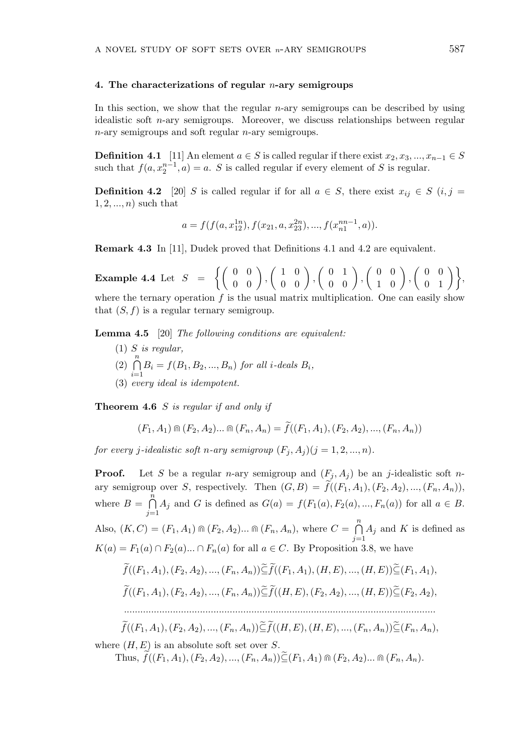#### 4. The characterizations of regular $n$-ary semigroups

In this section, we show that the regular $n$-ary semigroups can be described by using idealistic soft $n$-ary semigroups. Moreover, we discuss relationships between regular $n$-ary semigroups and soft regular $n$-ary semigroups.

**Definition 4.1** [11] An element $a \in S$ is called regular if there exist $x_2, x_3, ..., x_{n-1} \in S$ such that $f(a, x_2^{n-1}, a) = a$. $S$ is called regular if every element of $S$ is regular.

**Definition 4.2** [20] $S$ is called regular if for all $a \in S$, there exist $x_{ij} \in S$ $(i, j = 1, 2, ..., n)$ such that

$$a = f(f(a, x_{12}^{1n}), f(x_{21}, a, x_{23}^{2n}), ..., f(x_{n1}^{nn-1}, a)).$$

**Remark 4.3** In [11], Dudek proved that Definitions 4.1 and 4.2 are equivalent.

**Example 4.4** Let $S = \left\{ \begin{pmatrix} 0 & 0 \\ 0 & 0 \end{pmatrix}, \begin{pmatrix} 1 & 0 \\ 0 & 0 \end{pmatrix}, \begin{pmatrix} 0 & 1 \\ 0 & 0 \end{pmatrix}, \begin{pmatrix} 0 & 0 \\ 1 & 0 \end{pmatrix}, \begin{pmatrix} 0 & 0 \\ 0 & 1 \end{pmatrix} \right\}$, where the ternary operation $f$ is the usual matrix multiplication. One can easily show that $(S, f)$ is a regular ternary semigroup.

**Lemma 4.5** [20] *The following conditions are equivalent:*

(1) $S$ *is regular,*

(2) $\bigcap\limits_{i=1}^{n} B_i = f(B_1, B_2, ..., B_n)$ *for all i-deals* $B_i$,

(3) *every ideal is idempotent.*

**Theorem 4.6** *$S$ is regular if and only if*

$$(F_1, A_1) \Cap (F_2, A_2) ... \Cap (F_n, A_n) = \widetilde{f}((F_1, A_1), (F_2, A_2), ..., (F_n, A_n))$$

*for every $j$-idealistic soft $n$-ary semigroup $(F_j, A_j) (j = 1, 2, ..., n)$.*

**Proof.** Let $S$ be a regular $n$-ary semigroup and $(F_j, A_j)$ be an $j$-idealistic soft $n$-ary semigroup over $S$, respectively. Then $(G, B) = \widetilde{f}((F_1, A_1), (F_2, A_2), ..., (F_n, A_n))$, where $B = \bigcap\limits_{j=1}^{n} A_j$ and $G$ is defined as $G(a) = f(F_1(a), F_2(a), ..., F_n(a))$ for all $a \in B$. Also, $(K, C) = (F_1, A_1) \Cap (F_2, A_2) ... \Cap (F_n, A_n)$, where $C = \bigcap\limits_{j=1}^{n} A_j$ and $K$ is defined as $K(a) = F_1(a) \cap F_2(a) ... \cap F_n(a)$ for all $a \in C$. By Proposition 3.8, we have

$$\widetilde{f}((F_1, A_1), (F_2, A_2), ..., (F_n, A_n)) \widetilde{\subseteq} \widetilde{f}((F_1, A_1), (H, E), ..., (H, E)) \widetilde{\subseteq} (F_1, A_1),$$

$$\widetilde{f}((F_1, A_1), (F_2, A_2), ..., (F_n, A_n)) \widetilde{\subseteq} \widetilde{f}((H, E), (F_2, A_2), ..., (H, E)) \widetilde{\subseteq} (F_2, A_2),$$

$$\cdots\cdots\cdots$$

$$\widetilde{f}((F_1, A_1), (F_2, A_2), ..., (F_n, A_n)) \widetilde{\subseteq} \widetilde{f}((H, E), (H, E), ..., (F_n, A_n)) \widetilde{\subseteq} (F_n, A_n),$$

where $(H, E)$ is an absolute soft set over $S$.

Thus, $\widetilde{f}((F_1, A_1), (F_2, A_2), ..., (F_n, A_n)) \widetilde{\subseteq} (F_1, A_1) \Cap (F_2, A_2) ... \Cap (F_n, A_n)$.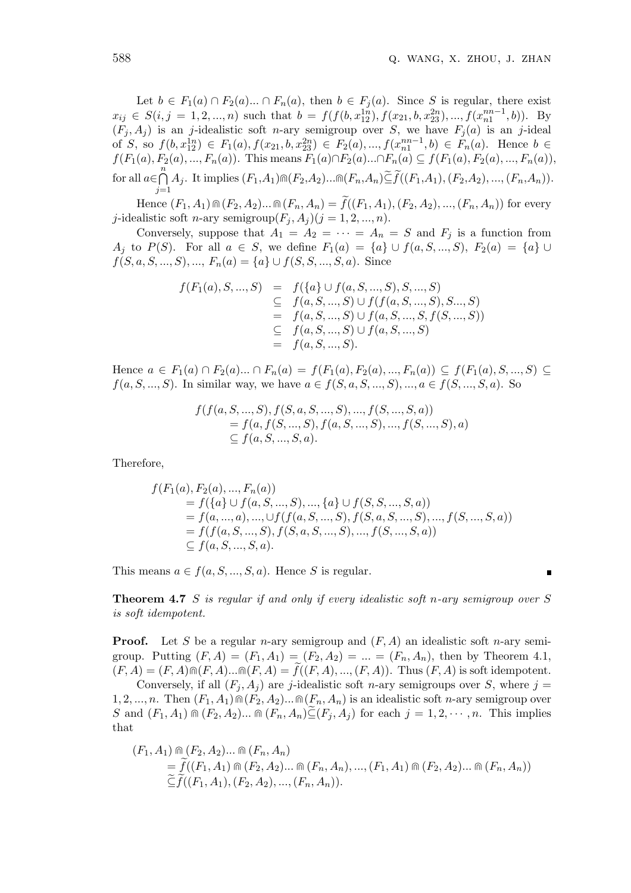Let $b \in F_1(a) \cap F_2(a) ... \cap F_n(a)$, then $b \in F_j(a)$. Since $S$ is regular, there exist $x_{ij} \in S(i, j = 1, 2, ..., n)$ such that $b = f(f(b, x_{12}^{1n}), f(x_{21}, b, x_{23}^{2n}), ..., f(x_{n1}^{nn-1}, b))$. By $(F_j, A_j)$ is an $j$-idealistic soft $n$-ary semigroup over $S$, we have $F_j(a)$ is an $j$-ideal of $S$, so $f(b, x_{12}^{1n}) \in F_1(a), f(x_{21}, b, x_{23}^{2n}) \in F_2(a), ..., f(x_{n1}^{nn-1}, b) \in F_n(a)$. Hence $b \in f(F_1(a), F_2(a), ..., F_n(a))$. This means $F_1(a) \cap F_2(a) ... \cap F_n(a) \subseteq f(F_1(a), F_2(a), ..., F_n(a))$, for all $a \in \bigcap_{j=1}^{n} A_j$. It implies $(F_1, A_1) \Cap (F_2, A_2) ... \Cap (F_n, A_n) \widetilde{\subseteq} \widetilde{f}((F_1, A_1), (F_2, A_2), ..., (F_n, A_n))$.

Hence $(F_1, A_1) \Cap (F_2, A_2) ... \Cap (F_n, A_n) = \widetilde{f}((F_1, A_1), (F_2, A_2), ..., (F_n, A_n))$ for every $j$-idealistic soft $n$-ary semigroup$(F_j, A_j)(j = 1, 2, ..., n)$.

Conversely, suppose that $A_1 = A_2 = \cdots = A_n = S$ and $F_j$ is a function from $A_j$ to $P(S)$. For all $a \in S$, we define $F_1(a) = \{a\} \cup f(a, S, ..., S)$, $F_2(a) = \{a\} \cup f(S, a, S, ..., S)$, ..., $F_n(a) = \{a\} \cup f(S, S, ..., S, a)$. Since

$$\begin{aligned}
f(F_1(a), S, ..., S) &= f(\{a\} \cup f(a, S, ..., S), S, ..., S) \\
&\subseteq f(a, S, ..., S) \cup f(f(a, S, ..., S), S ..., S) \\
&= f(a, S, ..., S) \cup f(a, S, ..., S, f(S, ..., S)) \\
&\subseteq f(a, S, ..., S) \cup f(a, S, ..., S) \\
&= f(a, S, ..., S).
\end{aligned}$$

Hence $a \in F_1(a) \cap F_2(a) ... \cap F_n(a) = f(F_1(a), F_2(a), ..., F_n(a)) \subseteq f(F_1(a), S, ..., S) \subseteq f(a, S, ..., S)$. In similar way, we have $a \in f(S, a, S, ..., S), ..., a \in f(S, ..., S, a)$. So

$$\begin{aligned}
&f(f(a, S, ..., S), f(S, a, S, ..., S), ..., f(S, ..., S, a)) \\
&\quad = f(a, f(S, ..., S), f(a, S, ..., S), ..., f(S, ..., S), a) \\
&\quad \subseteq f(a, S, ..., S, a).
\end{aligned}$$

Therefore,

$$\begin{aligned}
&f(F_1(a), F_2(a), ..., F_n(a)) \\
&\quad = f(\{a\} \cup f(a, S, ..., S), ..., \{a\} \cup f(S, S, ..., S, a)) \\
&\quad = f(a, ..., a), ..., \cup f(f(a, S, ..., S), f(S, a, S, ..., S), ..., f(S, ..., S, a)) \\
&\quad = f(f(a, S, ..., S), f(S, a, S, ..., S), ..., f(S, ..., S, a)) \\
&\quad \subseteq f(a, S, ..., S, a).
\end{aligned}$$

This means $a \in f(a, S, ..., S, a)$. Hence $S$ is regular. ∎

**Theorem 4.7** *$S$ is regular if and only if every idealistic soft $n$-ary semigroup over $S$ is soft idempotent.*

**Proof.** Let $S$ be a regular $n$-ary semigroup and $(F, A)$ an idealistic soft $n$-ary semigroup. Putting $(F, A) = (F_1, A_1) = (F_2, A_2) = ... = (F_n, A_n)$, then by Theorem 4.1, $(F, A) = (F, A) \Cap (F, A) ... \Cap (F, A) = \widetilde{f}((F, A), ..., (F, A))$. Thus $(F, A)$ is soft idempotent.

Conversely, if all $(F_j, A_j)$ are $j$-idealistic soft $n$-ary semigroups over $S$, where $j = 1, 2, ..., n$. Then $(F_1, A_1) \Cap (F_2, A_2) ... \Cap (F_n, A_n)$ is an idealistic soft $n$-ary semigroup over $S$ and $(F_1, A_1) \Cap (F_2, A_2) ... \Cap (F_n, A_n) \widetilde{\subseteq} (F_j, A_j)$ for each $j = 1, 2, \cdots, n$. This implies that

$$\begin{aligned}
&(F_1, A_1) \Cap (F_2, A_2) ... \Cap (F_n, A_n) \\
&\quad = \widetilde{f}((F_1, A_1) \Cap (F_2, A_2) ... \Cap (F_n, A_n), ..., (F_1, A_1) \Cap (F_2, A_2) ... \Cap (F_n, A_n)) \\
&\quad \widetilde{\subseteq} \widetilde{f}((F_1, A_1), (F_2, A_2), ..., (F_n, A_n)).
\end{aligned}$$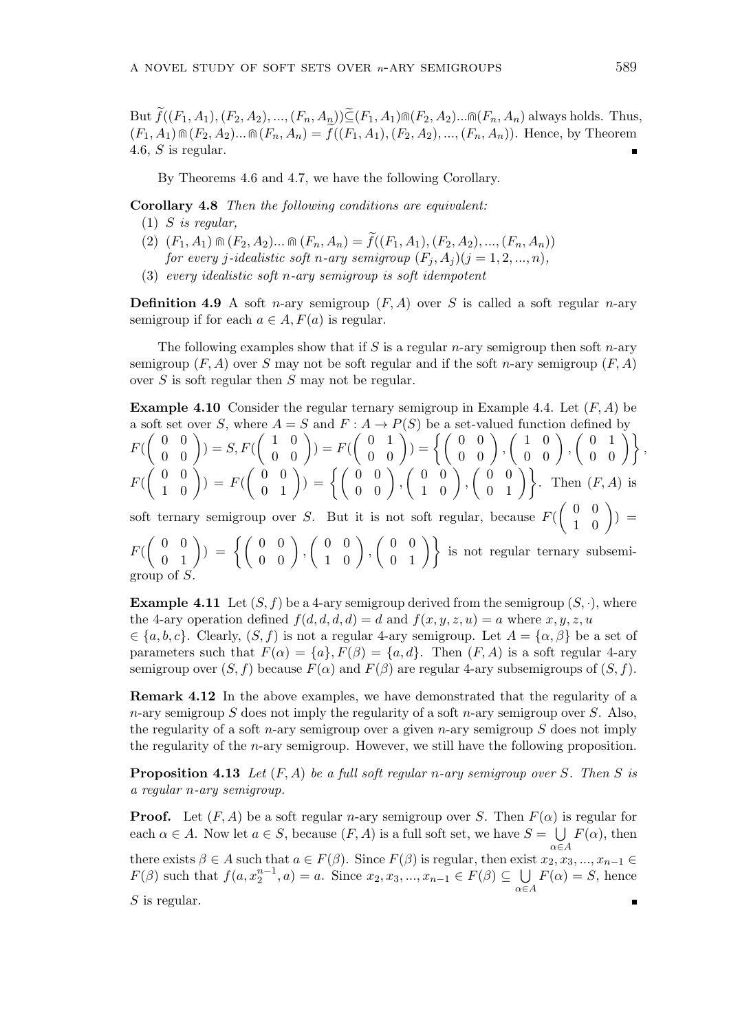But $\widetilde{f}((F_1, A_1), (F_2, A_2), ..., (F_n, A_n))\widetilde{\subseteq}(F_1, A_1)\Cap(F_2, A_2)...\Cap(F_n, A_n)$ always holds. Thus, $(F_1, A_1) \Cap (F_2, A_2)... \Cap (F_n, A_n) = \widetilde{f}((F_1, A_1), (F_2, A_2), ..., (F_n, A_n))$. Hence, by Theorem 4.6, $S$ is regular. ∎

By Theorems 4.6 and 4.7, we have the following Corollary.

**Corollary 4.8** *Then the following conditions are equivalent:*

(1) *$S$ is regular,*

(2) *$(F_1, A_1) \Cap (F_2, A_2)... \Cap (F_n, A_n) = \widetilde{f}((F_1, A_1), (F_2, A_2), ..., (F_n, A_n))$ for every $j$-idealistic soft $n$-ary semigroup $(F_j, A_j)(j = 1, 2, ..., n)$,*

(3) *every idealistic soft $n$-ary semigroup is soft idempotent*

**Definition 4.9** A soft $n$-ary semigroup $(F, A)$ over $S$ is called a soft regular $n$-ary semigroup if for each $a \in A, F(a)$ is regular.

The following examples show that if $S$ is a regular $n$-ary semigroup then soft $n$-ary semigroup $(F, A)$ over $S$ may not be soft regular and if the soft $n$-ary semigroup $(F, A)$ over $S$ is soft regular then $S$ may not be regular.

**Example 4.10** Consider the regular ternary semigroup in Example 4.4. Let $(F, A)$ be a soft set over $S$, where $A = S$ and $F : A \to P(S)$ be a set-valued function defined by $F(\begin{pmatrix} 0 & 0 \\ 0 & 0 \end{pmatrix}) = S, F(\begin{pmatrix} 1 & 0 \\ 0 & 0 \end{pmatrix}) = F(\begin{pmatrix} 0 & 1 \\ 0 & 0 \end{pmatrix}) = \left\{ \begin{pmatrix} 0 & 0 \\ 0 & 0 \end{pmatrix}, \begin{pmatrix} 1 & 0 \\ 0 & 0 \end{pmatrix}, \begin{pmatrix} 0 & 1 \\ 0 & 0 \end{pmatrix} \right\}$, $F(\begin{pmatrix} 0 & 0 \\ 1 & 0 \end{pmatrix}) = F(\begin{pmatrix} 0 & 0 \\ 0 & 1 \end{pmatrix}) = \left\{ \begin{pmatrix} 0 & 0 \\ 0 & 0 \end{pmatrix}, \begin{pmatrix} 0 & 0 \\ 1 & 0 \end{pmatrix}, \begin{pmatrix} 0 & 0 \\ 0 & 1 \end{pmatrix} \right\}$. Then $(F, A)$ is soft ternary semigroup over $S$. But it is not soft regular, because $F(\begin{pmatrix} 0 & 0 \\ 1 & 0 \end{pmatrix}) = F(\begin{pmatrix} 0 & 0 \\ 0 & 1 \end{pmatrix}) = \left\{ \begin{pmatrix} 0 & 0 \\ 0 & 0 \end{pmatrix}, \begin{pmatrix} 0 & 0 \\ 1 & 0 \end{pmatrix}, \begin{pmatrix} 0 & 0 \\ 0 & 1 \end{pmatrix} \right\}$ is not regular ternary subsemigroup of $S$.

**Example 4.11** Let $(S, f)$ be a 4-ary semigroup derived from the semigroup $(S, \cdot)$, where the 4-ary operation defined $f(d, d, d, d) = d$ and $f(x, y, z, u) = a$ where $x, y, z, u \in \{a, b, c\}$. Clearly, $(S, f)$ is not a regular 4-ary semigroup. Let $A = \{\alpha, \beta\}$ be a set of parameters such that $F(\alpha) = \{a\}, F(\beta) = \{a, d\}$. Then $(F, A)$ is a soft regular 4-ary semigroup over $(S, f)$ because $F(\alpha)$ and $F(\beta)$ are regular 4-ary subsemigroups of $(S, f)$.

**Remark 4.12** In the above examples, we have demonstrated that the regularity of a $n$-ary semigroup $S$ does not imply the regularity of a soft $n$-ary semigroup over $S$. Also, the regularity of a soft $n$-ary semigroup over a given $n$-ary semigroup $S$ does not imply the regularity of the $n$-ary semigroup. However, we still have the following proposition.

**Proposition 4.13** *Let $(F, A)$ be a full soft regular $n$-ary semigroup over $S$. Then $S$ is a regular $n$-ary semigroup.*

**Proof.** Let $(F, A)$ be a soft regular $n$-ary semigroup over $S$. Then $F(\alpha)$ is regular for each $\alpha \in A$. Now let $a \in S$, because $(F, A)$ is a full soft set, we have $S = \bigcup_{\alpha \in A} F(\alpha)$, then there exists $\beta \in A$ such that $a \in F(\beta)$. Since $F(\beta)$ is regular, then exist $x_2, x_3, ..., x_{n-1} \in F(\beta)$ such that $f(a, x_2^{n-1}, a) = a$. Since $x_2, x_3, ..., x_{n-1} \in F(\beta) \subseteq \bigcup_{\alpha \in A} F(\alpha) = S$, hence $S$ is regular. ∎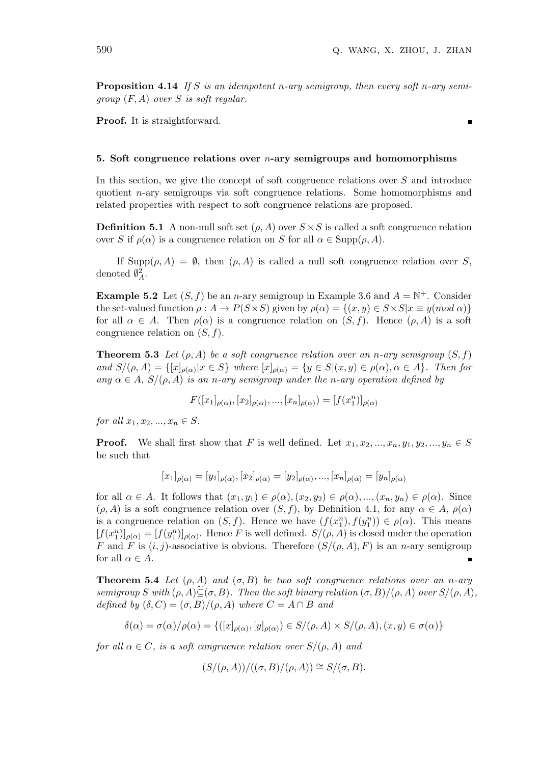**Proposition 4.14** *If $S$ is an idempotent $n$-ary semigroup, then every soft $n$-ary semigroup $(F, A)$ over $S$ is soft regular.*

**Proof.** It is straightforward. ∎

### 5. Soft congruence relations over $n$-ary semigroups and homomorphisms

In this section, we give the concept of soft congruence relations over $S$ and introduce quotient $n$-ary semigroups via soft congruence relations. Some homomorphisms and related properties with respect to soft congruence relations are proposed.

**Definition 5.1** A non-null soft set $(\rho, A)$ over $S \times S$ is called a soft congruence relation over $S$ if $\rho(\alpha)$ is a congruence relation on $S$ for all $\alpha \in \mathrm{Supp}(\rho, A)$.

If $\mathrm{Supp}(\rho, A) = \emptyset$, then $(\rho, A)$ is called a null soft congruence relation over $S$, denoted $\emptyset_A^2$.

**Example 5.2** Let $(S, f)$ be an $n$-ary semigroup in Example 3.6 and $A = \mathbb{N}^+$. Consider the set-valued function $\rho : A \to P(S \times S)$ given by $\rho(\alpha) = \{(x, y) \in S \times S | x \equiv y (mod\ \alpha)\}$ for all $\alpha \in A$. Then $\rho(\alpha)$ is a congruence relation on $(S, f)$. Hence $(\rho, A)$ is a soft congruence relation on $(S, f)$.

**Theorem 5.3** *Let $(\rho, A)$ be a soft congruence relation over an $n$-ary semigroup $(S, f)$ and $S/(\rho, A) = \{[x]_{\rho(\alpha)} | x \in S\}$ where $[x]_{\rho(\alpha)} = \{y \in S | (x, y) \in \rho(\alpha), \alpha \in A\}$. Then for any $\alpha \in A$, $S/(\rho, A)$ is an $n$-ary semigroup under the $n$-ary operation defined by*

$$F([x_1]_{\rho(\alpha)}, [x_2]_{\rho(\alpha)}, ..., [x_n]_{\rho(\alpha)}) = [f(x_1^n)]_{\rho(\alpha)}$$

*for all $x_1, x_2, ..., x_n \in S$.*

**Proof.** We shall first show that $F$ is well defined. Let $x_1, x_2, ..., x_n, y_1, y_2, ..., y_n \in S$ be such that

$$[x_1]_{\rho(\alpha)} = [y_1]_{\rho(\alpha)}, [x_2]_{\rho(\alpha)} = [y_2]_{\rho(\alpha)}, ..., [x_n]_{\rho(\alpha)} = [y_n]_{\rho(\alpha)}$$

for all $\alpha \in A$. It follows that $(x_1, y_1) \in \rho(\alpha), (x_2, y_2) \in \rho(\alpha), ..., (x_n, y_n) \in \rho(\alpha)$. Since $(\rho, A)$ is a soft congruence relation over $(S, f)$, by Definition 4.1, for any $\alpha \in A$, $\rho(\alpha)$ is a congruence relation on $(S, f)$. Hence we have $(f(x_1^n), f(y_1^n)) \in \rho(\alpha)$. This means $[f(x_1^n)]_{\rho(\alpha)} = [f(y_1^n)]_{\rho(\alpha)}$. Hence $F$ is well defined. $S/(\rho, A)$ is closed under the operation $F$ and $F$ is $(i, j)$-associative is obvious. Therefore $(S/(\rho, A), F)$ is an $n$-ary semigroup for all $\alpha \in A$. ∎

**Theorem 5.4** *Let $(\rho, A)$ and $(\sigma, B)$ be two soft congruence relations over an $n$-ary semigroup $S$ with $(\rho, A) \widetilde{\subseteq} (\sigma, B)$. Then the soft binary relation $(\sigma, B)/(\rho, A)$ over $S/(\rho, A)$, defined by $(\delta, C) = (\sigma, B)/(\rho, A)$ where $C = A \cap B$ and*

$$\delta(\alpha) = \sigma(\alpha)/\rho(\alpha) = \{([x]_{\rho(\alpha)}, [y]_{\rho(\alpha)}) \in S/(\rho, A) \times S/(\rho, A), (x, y) \in \sigma(\alpha)\}$$

*for all $\alpha \in C$, is a soft congruence relation over $S/(\rho, A)$ and*

$$(S/(\rho, A))/((\sigma, B)/(\rho, A)) \cong S/(\sigma, B).$$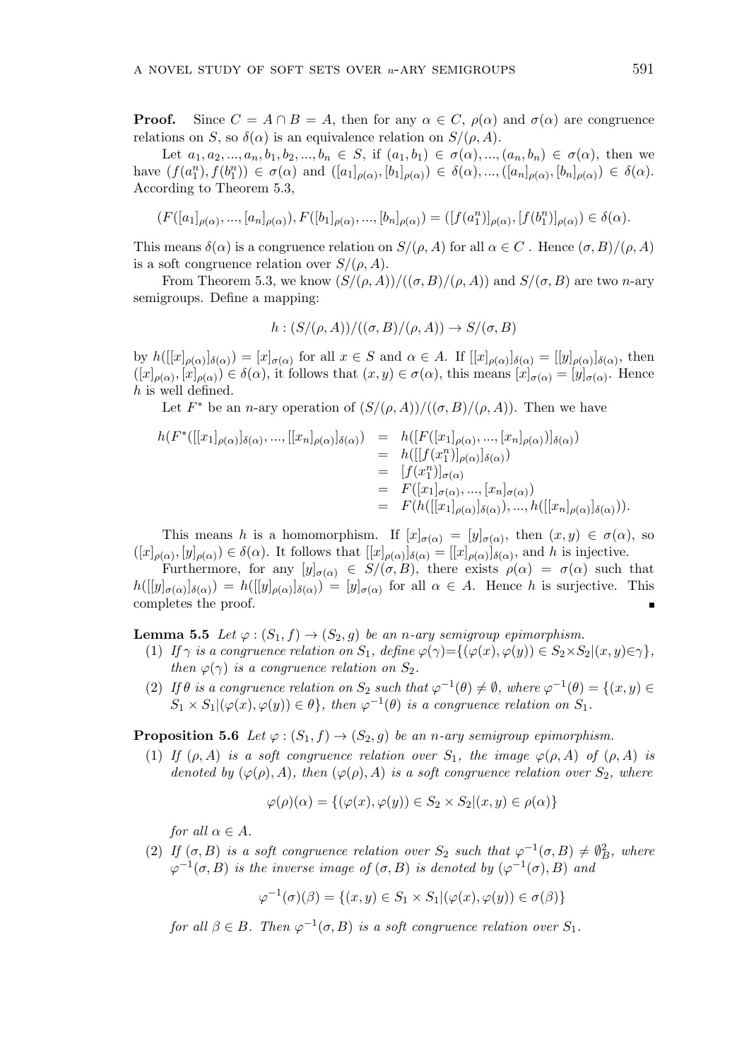**Proof.** Since $C = A \cap B = A$, then for any $\alpha \in C$, $\rho(\alpha)$ and $\sigma(\alpha)$ are congruence relations on $S$, so $\delta(\alpha)$ is an equivalence relation on $S/(\rho, A)$.

Let $a_1, a_2, ..., a_n, b_1, b_2, ..., b_n \in S$, if $(a_1, b_1) \in \sigma(\alpha), ..., (a_n, b_n) \in \sigma(\alpha)$, then we have $(f(a_1^n), f(b_1^n)) \in \sigma(\alpha)$ and $([a_1]_{\rho(\alpha)}, [b_1]_{\rho(\alpha)}) \in \delta(\alpha), ..., ([a_n]_{\rho(\alpha)}, [b_n]_{\rho(\alpha)}) \in \delta(\alpha)$. According to Theorem 5.3,

$$(F([a_1]_{\rho(\alpha)}, ..., [a_n]_{\rho(\alpha)}), F([b_1]_{\rho(\alpha)}, ..., [b_n]_{\rho(\alpha)}) = ([f(a_1^n)]_{\rho(\alpha)}, [f(b_1^n)]_{\rho(\alpha)}) \in \delta(\alpha).$$

This means $\delta(\alpha)$ is a congruence relation on $S/(\rho, A)$ for all $\alpha \in C$ . Hence $(\sigma, B)/(\rho, A)$ is a soft congruence relation over $S/(\rho, A)$.

From Theorem 5.3, we know $(S/(\rho, A))/((\sigma, B)/(\rho, A))$ and $S/(\sigma, B)$ are two $n$-ary semigroups. Define a mapping:

$$h : (S/(\rho, A))/((\sigma, B)/(\rho, A)) \to S/(\sigma, B)$$

by $h([[x]_{\rho(\alpha)}]_{\delta(\alpha)}) = [x]_{\sigma(\alpha)}$ for all $x \in S$ and $\alpha \in A$. If $[[x]_{\rho(\alpha)}]_{\delta(\alpha)} = [[y]_{\rho(\alpha)}]_{\delta(\alpha)}$, then $([x]_{\rho(\alpha)}, [x]_{\rho(\alpha)}) \in \delta(\alpha)$, it follows that $(x, y) \in \sigma(\alpha)$, this means $[x]_{\sigma(\alpha)} = [y]_{\sigma(\alpha)}$. Hence $h$ is well defined.

Let $F^*$ be an $n$-ary operation of $(S/(\rho, A))/((\sigma, B)/(\rho, A))$. Then we have

$$\begin{aligned} h(F^*([[x_1]_{\rho(\alpha)}]_{\delta(\alpha)}, ..., [[x_n]_{\rho(\alpha)}]_{\delta(\alpha)}) &= h([F([x_1]_{\rho(\alpha)}, ..., [x_n]_{\rho(\alpha)})]_{\delta(\alpha)}) \\ &= h([[f(x_1^n)]_{\rho(\alpha)}]_{\delta(\alpha)}) \\ &= [f(x_1^n)]_{\sigma(\alpha)} \\ &= F([x_1]_{\sigma(\alpha)}, ..., [x_n]_{\sigma(\alpha)}) \\ &= F(h([[x_1]_{\rho(\alpha)}]_{\delta(\alpha)}), ..., h([[x_n]_{\rho(\alpha)}]_{\delta(\alpha)})). \end{aligned}$$

This means $h$ is a homomorphism. If $[x]_{\sigma(\alpha)} = [y]_{\sigma(\alpha)}$, then $(x, y) \in \sigma(\alpha)$, so $([x]_{\rho(\alpha)}, [y]_{\rho(\alpha)}) \in \delta(\alpha)$. It follows that $[[x]_{\rho(\alpha)}]_{\delta(\alpha)} = [[x]_{\rho(\alpha)}]_{\delta(\alpha)}$, and $h$ is injective.

Furthermore, for any $[y]_{\sigma(\alpha)} \in S/(\sigma, B)$, there exists $\rho(\alpha) = \sigma(\alpha)$ such that $h([[y]_{\sigma(\alpha)}]_{\delta(\alpha)}) = h([[y]_{\rho(\alpha)}]_{\delta(\alpha)}) = [y]_{\sigma(\alpha)}$ for all $\alpha \in A$. Hence $h$ is surjective. This completes the proof. ∎

**Lemma 5.5** *Let $\varphi : (S_1, f) \to (S_2, g)$ be an $n$-ary semigroup epimorphism.*

(1) *If $\gamma$ is a congruence relation on $S_1$, define $\varphi(\gamma)=\{(\varphi(x), \varphi(y)) \in S_2 \times S_2 | (x, y) \in \gamma\}$, then $\varphi(\gamma)$ is a congruence relation on $S_2$.*

(2) *If $\theta$ is a congruence relation on $S_2$ such that $\varphi^{-1}(\theta) \neq \emptyset$, where $\varphi^{-1}(\theta) = \{(x, y) \in S_1 \times S_1 | (\varphi(x), \varphi(y)) \in \theta\}$, then $\varphi^{-1}(\theta)$ is a congruence relation on $S_1$.*

**Proposition 5.6** *Let $\varphi : (S_1, f) \to (S_2, g)$ be an $n$-ary semigroup epimorphism.*

(1) *If $(\rho, A)$ is a soft congruence relation over $S_1$, the image $\varphi(\rho, A)$ of $(\rho, A)$ is denoted by $(\varphi(\rho), A)$, then $(\varphi(\rho), A)$ is a soft congruence relation over $S_2$, where*

$$\varphi(\rho)(\alpha) = \{(\varphi(x), \varphi(y)) \in S_2 \times S_2 | (x, y) \in \rho(\alpha)\}$$

*for all $\alpha \in A$.*

(2) *If $(\sigma, B)$ is a soft congruence relation over $S_2$ such that $\varphi^{-1}(\sigma, B) \neq \emptyset_B^2$, where $\varphi^{-1}(\sigma, B)$ is the inverse image of $(\sigma, B)$ is denoted by $(\varphi^{-1}(\sigma), B)$ and*

$$\varphi^{-1}(\sigma)(\beta) = \{(x, y) \in S_1 \times S_1 | (\varphi(x), \varphi(y)) \in \sigma(\beta)\}$$

*for all $\beta \in B$. Then $\varphi^{-1}(\sigma, B)$ is a soft congruence relation over $S_1$.*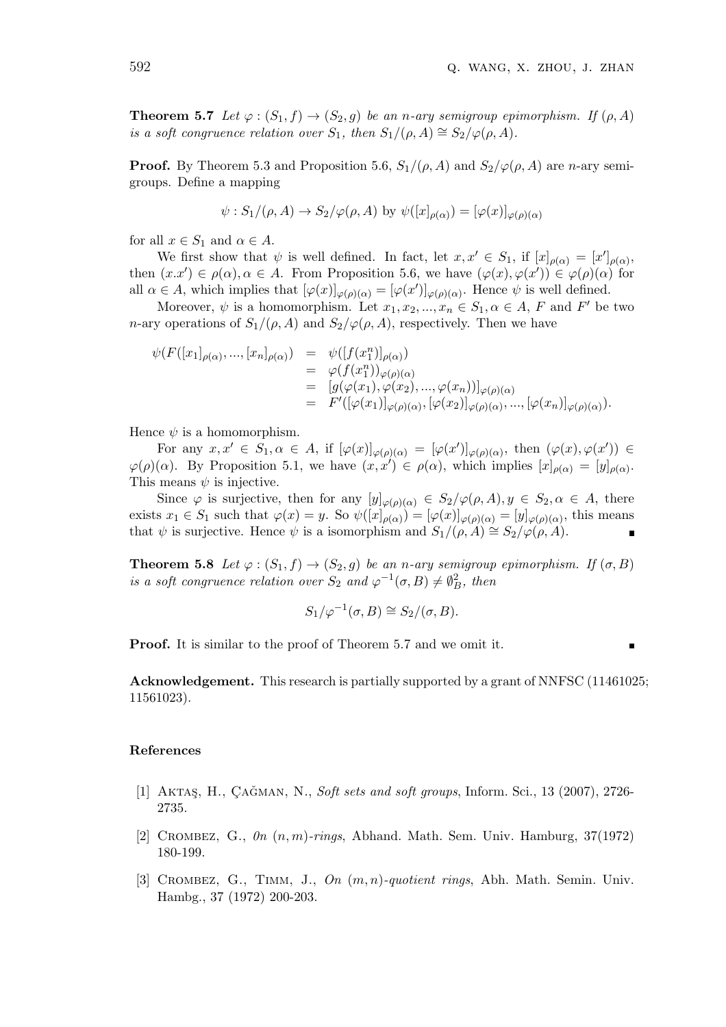**Theorem 5.7** *Let $\varphi : (S_1, f) \to (S_2, g)$ be an $n$-ary semigroup epimorphism. If $(\rho, A)$ is a soft congruence relation over $S_1$, then $S_1/(\rho, A) \cong S_2/\varphi(\rho, A)$.*

**Proof.** By Theorem 5.3 and Proposition 5.6, $S_1/(\rho, A)$ and $S_2/\varphi(\rho, A)$ are $n$-ary semigroups. Define a mapping

$$\psi : S_1/(\rho, A) \to S_2/\varphi(\rho, A) \text{ by } \psi([x]_{\rho(\alpha)}) = [\varphi(x)]_{\varphi(\rho)(\alpha)}$$

for all $x \in S_1$ and $\alpha \in A$.

We first show that $\psi$ is well defined. In fact, let $x, x' \in S_1$, if $[x]_{\rho(\alpha)} = [x']_{\rho(\alpha)}$, then $(x.x') \in \rho(\alpha), \alpha \in A$. From Proposition 5.6, we have $(\varphi(x), \varphi(x')) \in \varphi(\rho)(\alpha)$ for all $\alpha \in A$, which implies that $[\varphi(x)]_{\varphi(\rho)(\alpha)} = [\varphi(x')]_{\varphi(\rho)(\alpha)}$. Hence $\psi$ is well defined.

Moreover, $\psi$ is a homomorphism. Let $x_1, x_2, ..., x_n \in S_1, \alpha \in A$, $F$ and $F'$ be two $n$-ary operations of $S_1/(\rho, A)$ and $S_2/\varphi(\rho, A)$, respectively. Then we have

$$\begin{aligned}
\psi(F([x_1]_{\rho(\alpha)}, ..., [x_n]_{\rho(\alpha)}) &= \psi([f(x_1^n)]_{\rho(\alpha)}) \\
&= \varphi(f(x_1^n))_{\varphi(\rho)(\alpha)} \\
&= [g(\varphi(x_1), \varphi(x_2), ..., \varphi(x_n))]_{\varphi(\rho)(\alpha)} \\
&= F'([\varphi(x_1)]_{\varphi(\rho)(\alpha)}, [\varphi(x_2)]_{\varphi(\rho)(\alpha)}, ..., [\varphi(x_n)]_{\varphi(\rho)(\alpha)}).
\end{aligned}$$

Hence $\psi$ is a homomorphism.

For any $x, x' \in S_1, \alpha \in A$, if $[\varphi(x)]_{\varphi(\rho)(\alpha)} = [\varphi(x')]_{\varphi(\rho)(\alpha)}$, then $(\varphi(x), \varphi(x')) \in \varphi(\rho)(\alpha)$. By Proposition 5.1, we have $(x, x') \in \rho(\alpha)$, which implies $[x]_{\rho(\alpha)} = [y]_{\rho(\alpha)}$. This means $\psi$ is injective.

Since $\varphi$ is surjective, then for any $[y]_{\varphi(\rho)(\alpha)} \in S_2/\varphi(\rho, A), y \in S_2, \alpha \in A$, there exists $x_1 \in S_1$ such that $\varphi(x) = y$. So $\psi([x]_{\rho(\alpha)}) = [\varphi(x)]_{\varphi(\rho)(\alpha)} = [y]_{\varphi(\rho)(\alpha)}$, this means that $\psi$ is surjective. Hence $\psi$ is a isomorphism and $S_1/(\rho, A) \cong S_2/\varphi(\rho, A)$. ∎

**Theorem 5.8** *Let $\varphi : (S_1, f) \to (S_2, g)$ be an $n$-ary semigroup epimorphism. If $(\sigma, B)$ is a soft congruence relation over $S_2$ and $\varphi^{-1}(\sigma, B) \neq \emptyset_B^2$, then*

$$S_1/\varphi^{-1}(\sigma, B) \cong S_2/(\sigma, B).$$

**Proof.** It is similar to the proof of Theorem 5.7 and we omit it. ∎

**Acknowledgement.** This research is partially supported by a grant of NNFSC (11461025; 11561023).

## References

[1] Aktaş, H., Çağman, N., *Soft sets and soft groups*, Inform. Sci., 13 (2007), 2726-2735.

[2] Crombez, G., *0n $(n, m)$-rings*, Abhand. Math. Sem. Univ. Hamburg, 37(1972) 180-199.

[3] Crombez, G., Timm, J., *On $(m, n)$-quotient rings*, Abh. Math. Semin. Univ. Hambg., 37 (1972) 200-203.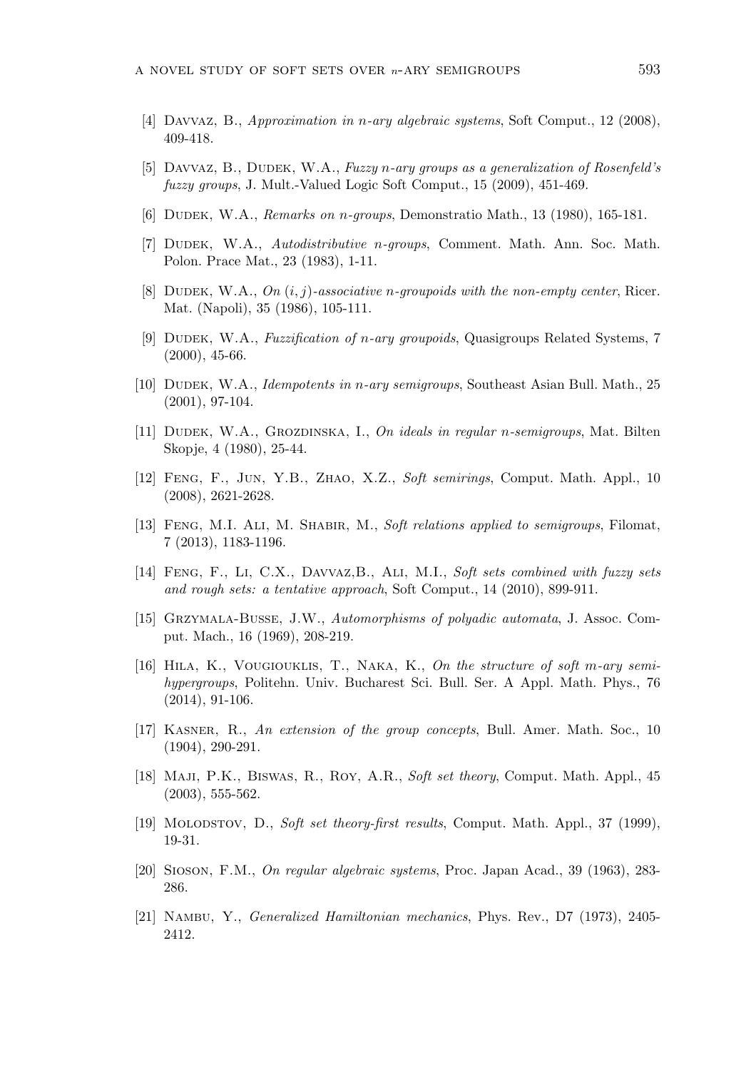[4] Davvaz, B., *Approximation in n-ary algebraic systems*, Soft Comput., 12 (2008), 409-418.

[5] Davvaz, B., Dudek, W.A., *Fuzzy n-ary groups as a generalization of Rosenfeld's fuzzy groups*, J. Mult.-Valued Logic Soft Comput., 15 (2009), 451-469.

[6] Dudek, W.A., *Remarks on n-groups*, Demonstratio Math., 13 (1980), 165-181.

[7] Dudek, W.A., *Autodistributive n-groups*, Comment. Math. Ann. Soc. Math. Polon. Prace Mat., 23 (1983), 1-11.

[8] Dudek, W.A., *On $(i, j)$-associative n-groupoids with the non-empty center*, Ricer. Mat. (Napoli), 35 (1986), 105-111.

[9] Dudek, W.A., *Fuzzification of n-ary groupoids*, Quasigroups Related Systems, 7 (2000), 45-66.

[10] Dudek, W.A., *Idempotents in n-ary semigroups*, Southeast Asian Bull. Math., 25 (2001), 97-104.

[11] Dudek, W.A., Grozdinska, I., *On ideals in regular n-semigroups*, Mat. Bilten Skopje, 4 (1980), 25-44.

[12] Feng, F., Jun, Y.B., Zhao, X.Z., *Soft semirings*, Comput. Math. Appl., 10 (2008), 2621-2628.

[13] Feng, M.I. Ali, M. Shabir, M., *Soft relations applied to semigroups*, Filomat, 7 (2013), 1183-1196.

[14] Feng, F., Li, C.X., Davvaz,B., Ali, M.I., *Soft sets combined with fuzzy sets and rough sets: a tentative approach*, Soft Comput., 14 (2010), 899-911.

[15] Grzymala-Busse, J.W., *Automorphisms of polyadic automata*, J. Assoc. Comput. Mach., 16 (1969), 208-219.

[16] Hila, K., Vougiouklis, T., Naka, K., *On the structure of soft m-ary semihypergroups*, Politehn. Univ. Bucharest Sci. Bull. Ser. A Appl. Math. Phys., 76 (2014), 91-106.

[17] Kasner, R., *An extension of the group concepts*, Bull. Amer. Math. Soc., 10 (1904), 290-291.

[18] Maji, P.K., Biswas, R., Roy, A.R., *Soft set theory*, Comput. Math. Appl., 45 (2003), 555-562.

[19] Molodstov, D., *Soft set theory-first results*, Comput. Math. Appl., 37 (1999), 19-31.

[20] Sioson, F.M., *On regular algebraic systems*, Proc. Japan Acad., 39 (1963), 283-286.

[21] Nambu, Y., *Generalized Hamiltonian mechanics*, Phys. Rev., D7 (1973), 2405-2412.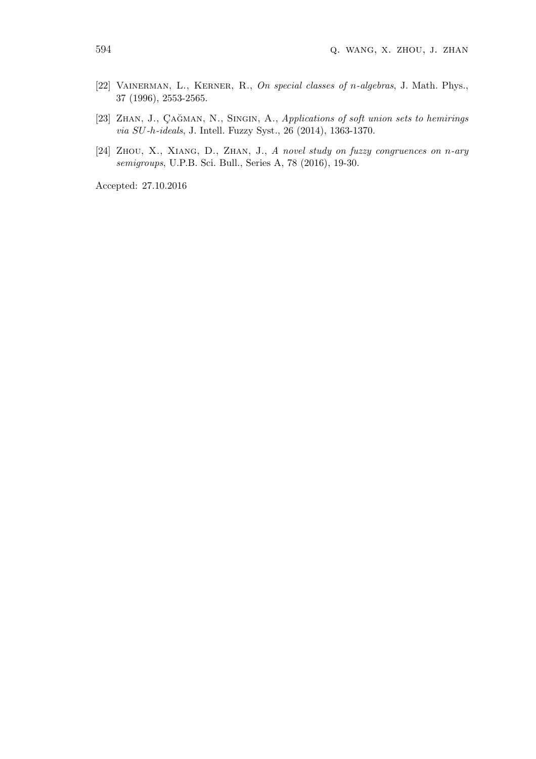[22] Vainerman, L., Kerner, R., *On special classes of $n$-algebras*, J. Math. Phys., 37 (1996), 2553-2565.

[23] Zhan, J., Çağman, N., Singin, A., *Applications of soft union sets to hemirings via SU-$h$-ideals*, J. Intell. Fuzzy Syst., 26 (2014), 1363-1370.

[24] Zhou, X., Xiang, D., Zhan, J., *A novel study on fuzzy congruences on $n$-ary semigroups*, U.P.B. Sci. Bull., Series A, 78 (2016), 19-30.

Accepted: 27.10.2016